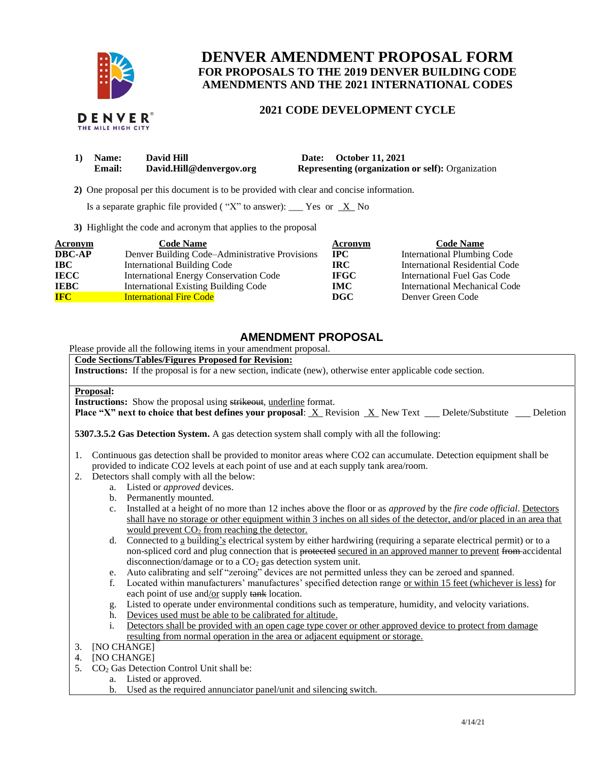# DENVER AMENDMENT PROPOSAL FORM

## FOR PROPOSALS TO THE 2019 DENVER BUILDING CODE AMENDMENTS AND THE 2021 INTERNATIONAL CODES

### 2021 CODE DEVELOPMENT CYCLE

**1) Name:** **David Hill** **Date:** **October 11, 2021**
**Email:** **David.Hill@denvergov.org** **Representing (organization or self):** Organization

**2)** One proposal per this document is to be provided with clear and concise information.

Is a separate graphic file provided ( "X" to answer): ___ Yes or _X_ No

**3)** Highlight the code and acronym that applies to the proposal

| Acronym | Code Name | Acronym | Code Name |
|---|---|---|---|
| **DBC-AP** | Denver Building Code–Administrative Provisions | **IPC** | International Plumbing Code |
| **IBC** | International Building Code | **IRC** | International Residential Code |
| **IECC** | International Energy Conservation Code | **IFGC** | International Fuel Gas Code |
| **IEBC** | International Existing Building Code | **IMC** | International Mechanical Code |
| **IFC** | International Fire Code | **DGC** | Denver Green Code |

## AMENDMENT PROPOSAL

Please provide all the following items in your amendment proposal.

**Code Sections/Tables/Figures Proposed for Revision:**

**Instructions:** If the proposal is for a new section, indicate (new), otherwise enter applicable code section.

**Proposal:**

**Instructions:** Show the proposal using ~~strikeout~~, <u>underline</u> format.

**Place "X" next to choice that best defines your proposal**: _X_ Revision _X_ New Text ___ Delete/Substitute ___ Deletion

**5307.3.5.2 Gas Detection System.** A gas detection system shall comply with all the following:

1. Continuous gas detection shall be provided to monitor areas where CO2 can accumulate. Detection equipment shall be provided to indicate CO2 levels at each point of use and at each supply tank area/room.
2. Detectors shall comply with all the below:
   a. Listed or *approved* devices.
   b. Permanently mounted.
   c. Installed at a height of no more than 12 inches above the floor or as *approved* by the *fire code official*. <u>Detectors shall have no storage or other equipment within 3 inches on all sides of the detector, and/or placed in an area that would prevent $CO_2$ from reaching the detector.</u>
   d. Connected to <u>a</u> building<u>'s</u> electrical system by either hardwiring (requiring a separate electrical permit) or to a non-spliced cord and plug connection that is ~~protected~~ <u>secured in an approved manner to prevent</u> ~~from~~ accidental disconnection/damage or to a $CO_2$ gas detection system unit.
   e. Auto calibrating and self "zeroing" devices are not permitted unless they can be zeroed and spanned.
   f. Located within manufacturers' manufactures' specified detection range <u>or within 15 feet (whichever is less)</u> for each point of use and<u>/or</u> supply ~~tank~~ location.
   g. Listed to operate under environmental conditions such as temperature, humidity, and velocity variations.
   h. <u>Devices used must be able to be calibrated for altitude.</u>
   i. <u>Detectors shall be provided with an open cage type cover or other approved device to protect from damage resulting from normal operation in the area or adjacent equipment or storage.</u>
3. [NO CHANGE]
4. [NO CHANGE]
5. $CO_2$ Gas Detection Control Unit shall be:
   a. Listed or approved.
   b. Used as the required annunciator panel/unit and silencing switch.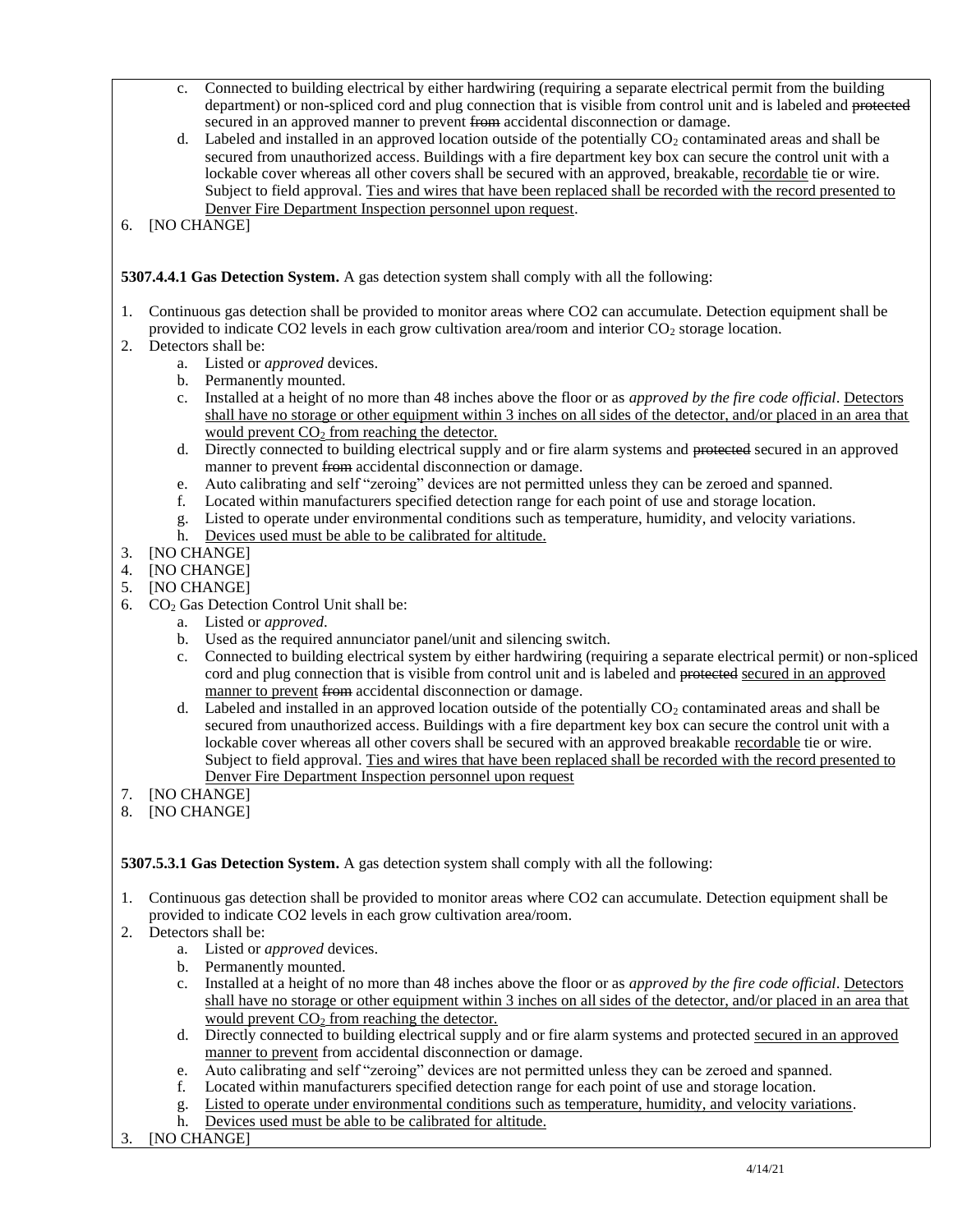c. Connected to building electrical by either hardwiring (requiring a separate electrical permit from the building department) or non-spliced cord and plug connection that is visible from control unit and is labeled and ~~protected~~ secured in an approved manner to prevent ~~from~~ accidental disconnection or damage.

d. Labeled and installed in an approved location outside of the potentially $CO_2$ contaminated areas and shall be secured from unauthorized access. Buildings with a fire department key box can secure the control unit with a lockable cover whereas all other covers shall be secured with an approved, breakable, <u>recordable</u> tie or wire. Subject to field approval. <u>Ties and wires that have been replaced shall be recorded with the record presented to Denver Fire Department Inspection personnel upon request</u>.

6. [NO CHANGE]

**5307.4.4.1 Gas Detection System.** A gas detection system shall comply with all the following:

1. Continuous gas detection shall be provided to monitor areas where CO2 can accumulate. Detection equipment shall be provided to indicate CO2 levels in each grow cultivation area/room and interior $CO_2$ storage location.
2. Detectors shall be:
   a. Listed or *approved* devices.
   b. Permanently mounted.
   c. Installed at a height of no more than 48 inches above the floor or as *approved by the fire code official*. <u>Detectors shall have no storage or other equipment within 3 inches on all sides of the detector, and/or placed in an area that would prevent $CO_2$ from reaching the detector.</u>
   d. Directly connected to building electrical supply and or fire alarm systems and ~~protected~~ secured in an approved manner to prevent ~~from~~ accidental disconnection or damage.
   e. Auto calibrating and self "zeroing" devices are not permitted unless they can be zeroed and spanned.
   f. Located within manufacturers specified detection range for each point of use and storage location.
   g. Listed to operate under environmental conditions such as temperature, humidity, and velocity variations.
   h. <u>Devices used must be able to be calibrated for altitude.</u>
3. [NO CHANGE]
4. [NO CHANGE]
5. [NO CHANGE]
6. $CO_2$ Gas Detection Control Unit shall be:
   a. Listed or *approved*.
   b. Used as the required annunciator panel/unit and silencing switch.
   c. Connected to building electrical system by either hardwiring (requiring a separate electrical permit) or non-spliced cord and plug connection that is visible from control unit and is labeled and ~~protected~~ <u>secured in an approved manner to prevent</u> ~~from~~ accidental disconnection or damage.
   d. Labeled and installed in an approved location outside of the potentially $CO_2$ contaminated areas and shall be secured from unauthorized access. Buildings with a fire department key box can secure the control unit with a lockable cover whereas all other covers shall be secured with an approved breakable <u>recordable</u> tie or wire. Subject to field approval. <u>Ties and wires that have been replaced shall be recorded with the record presented to Denver Fire Department Inspection personnel upon request</u>
7. [NO CHANGE]
8. [NO CHANGE]

**5307.5.3.1 Gas Detection System.** A gas detection system shall comply with all the following:

1. Continuous gas detection shall be provided to monitor areas where CO2 can accumulate. Detection equipment shall be provided to indicate CO2 levels in each grow cultivation area/room.
2. Detectors shall be:
   a. Listed or *approved* devices.
   b. Permanently mounted.
   c. Installed at a height of no more than 48 inches above the floor or as *approved by the fire code official*. <u>Detectors shall have no storage or other equipment within 3 inches on all sides of the detector, and/or placed in an area that would prevent $CO_2$ from reaching the detector.</u>
   d. Directly connected to building electrical supply and or fire alarm systems and protected <u>secured in an approved manner to prevent</u> from accidental disconnection or damage.
   e. Auto calibrating and self "zeroing" devices are not permitted unless they can be zeroed and spanned.
   f. Located within manufacturers specified detection range for each point of use and storage location.
   g. <u>Listed to operate under environmental conditions such as temperature, humidity, and velocity variations</u>.
   h. <u>Devices used must be able to be calibrated for altitude.</u>
3. [NO CHANGE]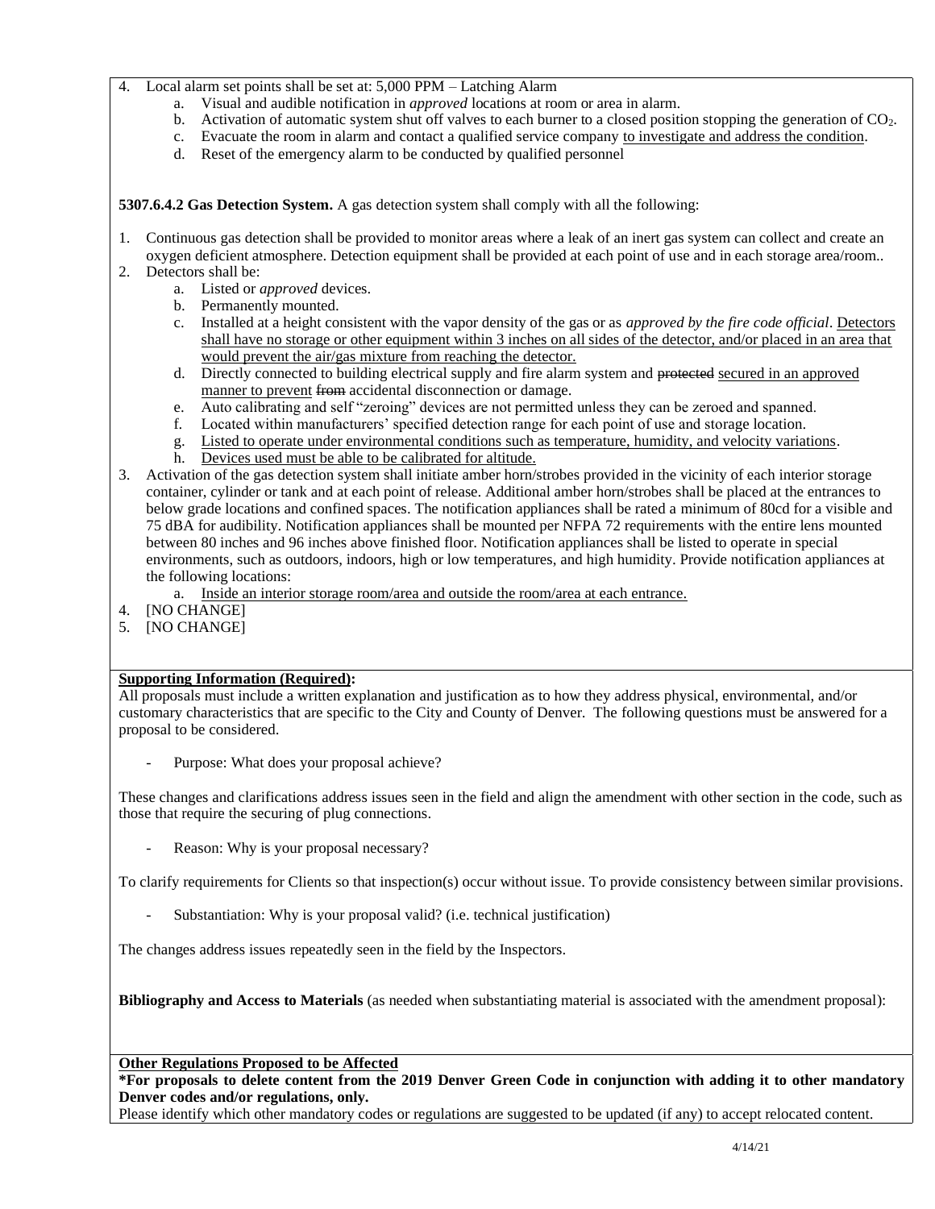4. Local alarm set points shall be set at: 5,000 PPM – Latching Alarm
    a. Visual and audible notification in *approved* locations at room or area in alarm.
    b. Activation of automatic system shut off valves to each burner to a closed position stopping the generation of $CO_2$.
    c. Evacuate the room in alarm and contact a qualified service company <u>to investigate and address the condition</u>.
    d. Reset of the emergency alarm to be conducted by qualified personnel

**5307.6.4.2 Gas Detection System.** A gas detection system shall comply with all the following:

1. Continuous gas detection shall be provided to monitor areas where a leak of an inert gas system can collect and create an oxygen deficient atmosphere. Detection equipment shall be provided at each point of use and in each storage area/room..
2. Detectors shall be:
    a. Listed or *approved* devices.
    b. Permanently mounted.
    c. Installed at a height consistent with the vapor density of the gas or as *approved by the fire code official*. <u>Detectors shall have no storage or other equipment within 3 inches on all sides of the detector, and/or placed in an area that would prevent the air/gas mixture from reaching the detector.</u>
    d. Directly connected to building electrical supply and fire alarm system and ~~protected~~ <u>secured in an approved manner to prevent</u> ~~from~~ accidental disconnection or damage.
    e. Auto calibrating and self "zeroing" devices are not permitted unless they can be zeroed and spanned.
    f. Located within manufacturers' specified detection range for each point of use and storage location.
    g. <u>Listed to operate under environmental conditions such as temperature, humidity, and velocity variations</u>.
    h. <u>Devices used must be able to be calibrated for altitude.</u>
3. Activation of the gas detection system shall initiate amber horn/strobes provided in the vicinity of each interior storage container, cylinder or tank and at each point of release. Additional amber horn/strobes shall be placed at the entrances to below grade locations and confined spaces. The notification appliances shall be rated a minimum of 80cd for a visible and 75 dBA for audibility. Notification appliances shall be mounted per NFPA 72 requirements with the entire lens mounted between 80 inches and 96 inches above finished floor. Notification appliances shall be listed to operate in special environments, such as outdoors, indoors, high or low temperatures, and high humidity. Provide notification appliances at the following locations:
    a. <u>Inside an interior storage room/area and outside the room/area at each entrance.</u>
4. [NO CHANGE]
5. [NO CHANGE]

<u>**Supporting Information (Required)**</u>**:**
All proposals must include a written explanation and justification as to how they address physical, environmental, and/or customary characteristics that are specific to the City and County of Denver. The following questions must be answered for a proposal to be considered.

- Purpose: What does your proposal achieve?

These changes and clarifications address issues seen in the field and align the amendment with other section in the code, such as those that require the securing of plug connections.

- Reason: Why is your proposal necessary?

To clarify requirements for Clients so that inspection(s) occur without issue. To provide consistency between similar provisions.

- Substantiation: Why is your proposal valid? (i.e. technical justification)

The changes address issues repeatedly seen in the field by the Inspectors.

**Bibliography and Access to Materials** (as needed when substantiating material is associated with the amendment proposal):

<u>**Other Regulations Proposed to be Affected**</u>
**\*For proposals to delete content from the 2019 Denver Green Code in conjunction with adding it to other mandatory Denver codes and/or regulations, only.**
Please identify which other mandatory codes or regulations are suggested to be updated (if any) to accept relocated content.

4/14/21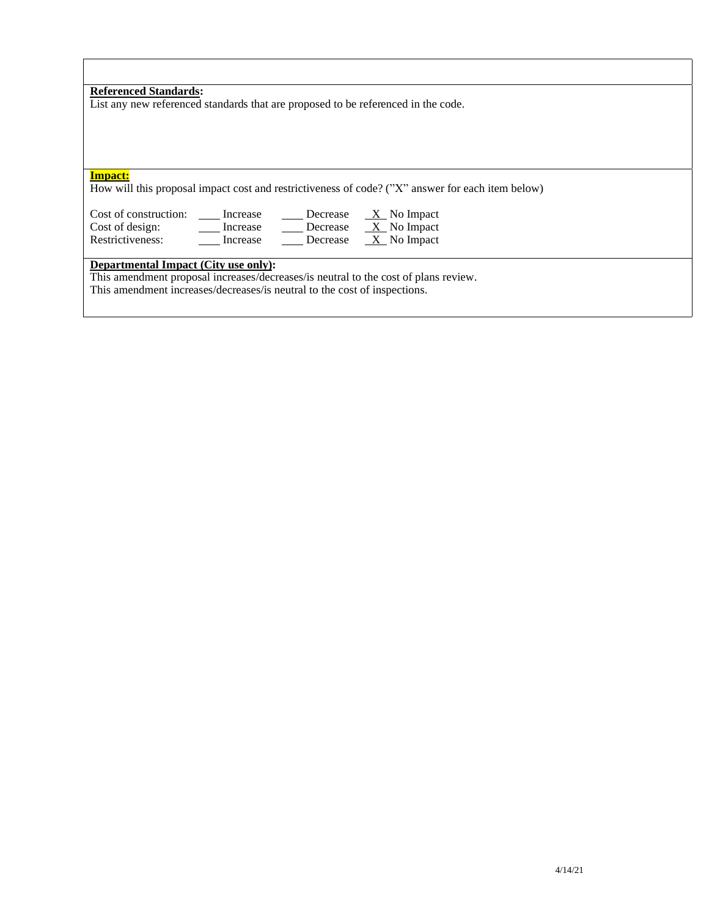**Referenced Standards:**

List any new referenced standards that are proposed to be referenced in the code.

**Impact:**

How will this proposal impact cost and restrictiveness of code? ("X" answer for each item below)

| | | | |
|---|---|---|---|
| Cost of construction: | ___ Increase | ___ Decrease | _X_ No Impact |
| Cost of design: | ___ Increase | ___ Decrease | _X_ No Impact |
| Restrictiveness: | ___ Increase | ___ Decrease | _X_ No Impact |

**Departmental Impact (City use only):**

This amendment proposal increases/decreases/is neutral to the cost of plans review.
This amendment increases/decreases/is neutral to the cost of inspections.

4/14/21